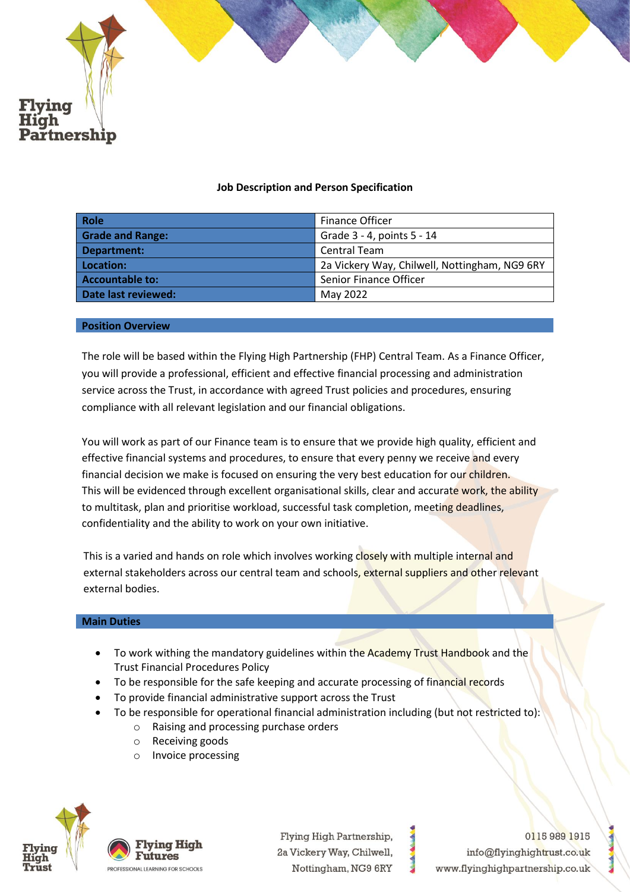# Job Description and Person Specification

| Role | Finance Officer |
|---|---|
| Grade and Range: | Grade 3 - 4, points 5 - 14 |
| Department: | Central Team |
| Location: | 2a Vickery Way, Chilwell, Nottingham, NG9 6RY |
| Accountable to: | Senior Finance Officer |
| Date last reviewed: | May 2022 |

## Position Overview

The role will be based within the Flying High Partnership (FHP) Central Team. As a Finance Officer, you will provide a professional, efficient and effective financial processing and administration service across the Trust, in accordance with agreed Trust policies and procedures, ensuring compliance with all relevant legislation and our financial obligations.

You will work as part of our Finance team is to ensure that we provide high quality, efficient and effective financial systems and procedures, to ensure that every penny we receive and every financial decision we make is focused on ensuring the very best education for our children. This will be evidenced through excellent organisational skills, clear and accurate work, the ability to multitask, plan and prioritise workload, successful task completion, meeting deadlines, confidentiality and the ability to work on your own initiative.

This is a varied and hands on role which involves working closely with multiple internal and external stakeholders across our central team and schools, external suppliers and other relevant external bodies.

## Main Duties

- To work withing the mandatory guidelines within the Academy Trust Handbook and the Trust Financial Procedures Policy
- To be responsible for the safe keeping and accurate processing of financial records
- To provide financial administrative support across the Trust
- To be responsible for operational financial administration including (but not restricted to):
  - Raising and processing purchase orders
  - Receiving goods
  - Invoice processing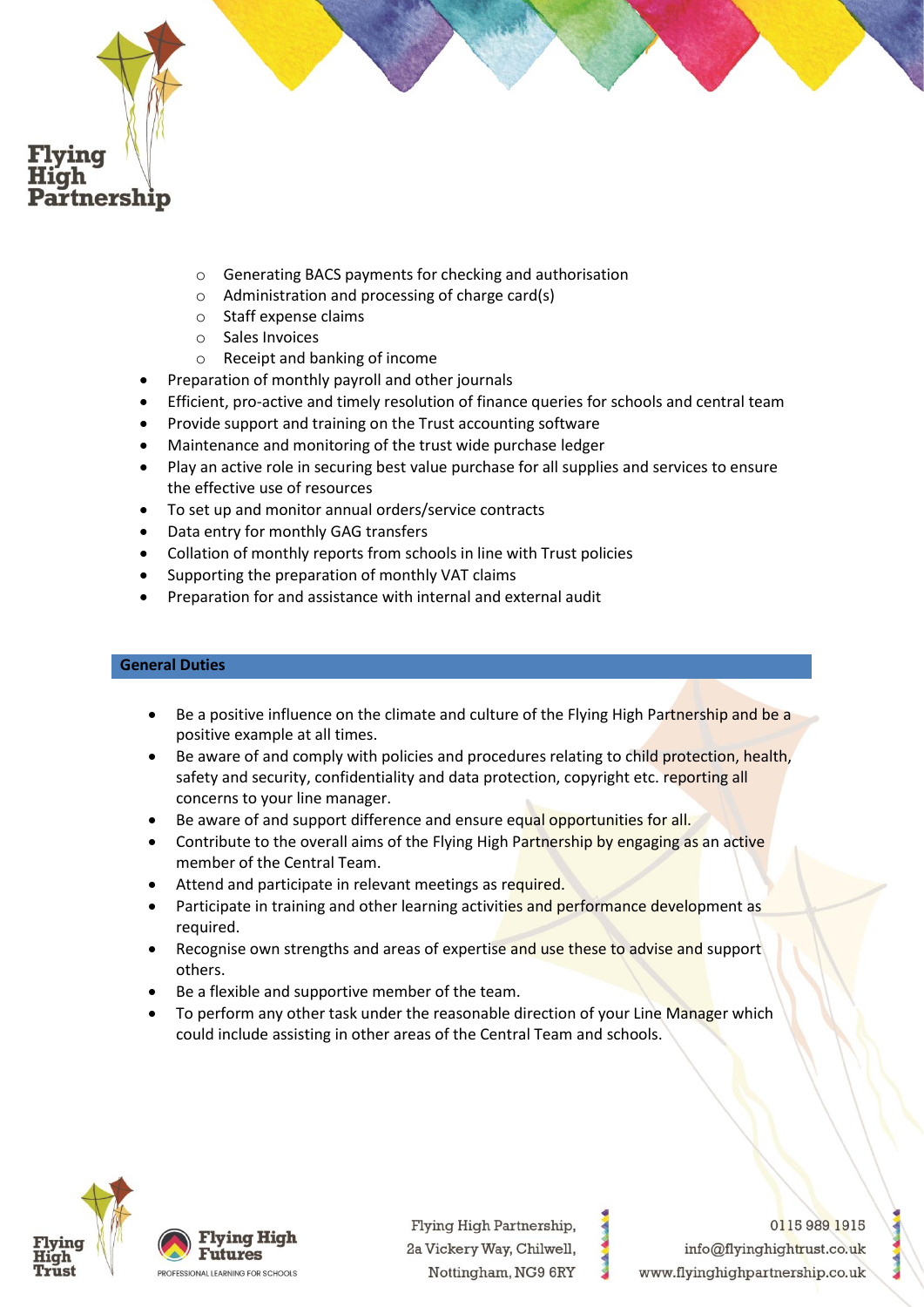- Generating BACS payments for checking and authorisation
  - Administration and processing of charge card(s)
  - Staff expense claims
  - Sales Invoices
  - Receipt and banking of income
- Preparation of monthly payroll and other journals
- Efficient, pro-active and timely resolution of finance queries for schools and central team
- Provide support and training on the Trust accounting software
- Maintenance and monitoring of the trust wide purchase ledger
- Play an active role in securing best value purchase for all supplies and services to ensure the effective use of resources
- To set up and monitor annual orders/service contracts
- Data entry for monthly GAG transfers
- Collation of monthly reports from schools in line with Trust policies
- Supporting the preparation of monthly VAT claims
- Preparation for and assistance with internal and external audit

## General Duties

- Be a positive influence on the climate and culture of the Flying High Partnership and be a positive example at all times.
- Be aware of and comply with policies and procedures relating to child protection, health, safety and security, confidentiality and data protection, copyright etc. reporting all concerns to your line manager.
- Be aware of and support difference and ensure equal opportunities for all.
- Contribute to the overall aims of the Flying High Partnership by engaging as an active member of the Central Team.
- Attend and participate in relevant meetings as required.
- Participate in training and other learning activities and performance development as required.
- Recognise own strengths and areas of expertise and use these to advise and support others.
- Be a flexible and supportive member of the team.
- To perform any other task under the reasonable direction of your Line Manager which could include assisting in other areas of the Central Team and schools.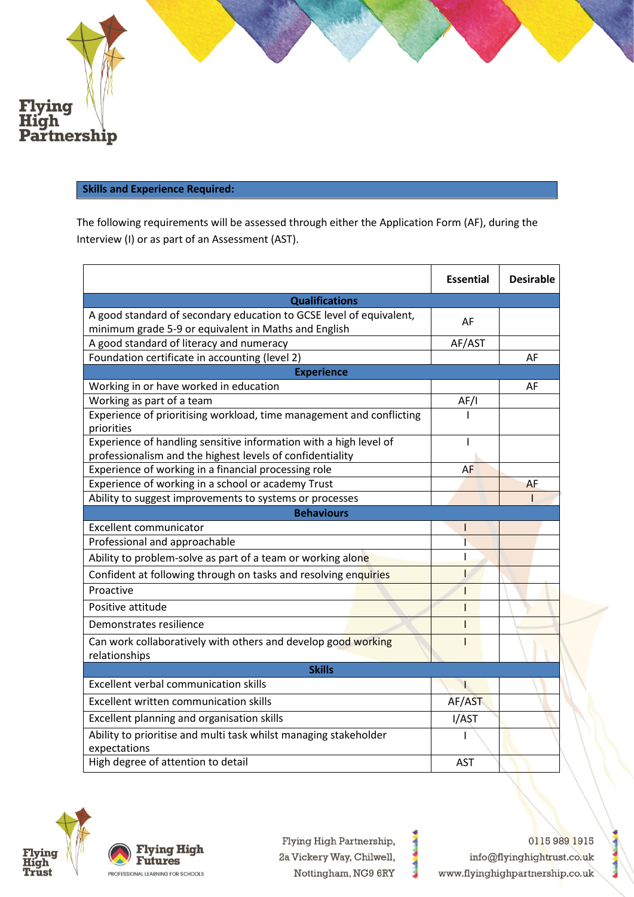## Skills and Experience Required:

The following requirements will be assessed through either the Application Form (AF), during the Interview (I) or as part of an Assessment (AST).

| | Essential | Desirable |
|---|---|---|
| **Qualifications** | | |
| A good standard of secondary education to GCSE level of equivalent, minimum grade 5-9 or equivalent in Maths and English | AF | |
| A good standard of literacy and numeracy | AF/AST | |
| Foundation certificate in accounting (level 2) | | AF |
| **Experience** | | |
| Working in or have worked in education | | AF |
| Working as part of a team | AF/I | |
| Experience of prioritising workload, time management and conflicting priorities | I | |
| Experience of handling sensitive information with a high level of professionalism and the highest levels of confidentiality | I | |
| Experience of working in a financial processing role | AF | |
| Experience of working in a school or academy Trust | | AF |
| Ability to suggest improvements to systems or processes | | I |
| **Behaviours** | | |
| Excellent communicator | I | |
| Professional and approachable | I | |
| Ability to problem-solve as part of a team or working alone | I | |
| Confident at following through on tasks and resolving enquiries | I | |
| Proactive | I | |
| Positive attitude | I | |
| Demonstrates resilience | I | |
| Can work collaboratively with others and develop good working relationships | I | |
| **Skills** | | |
| Excellent verbal communication skills | I | |
| Excellent written communication skills | AF/AST | |
| Excellent planning and organisation skills | I/AST | |
| Ability to prioritise and multi task whilst managing stakeholder expectations | I | |
| High degree of attention to detail | AST | |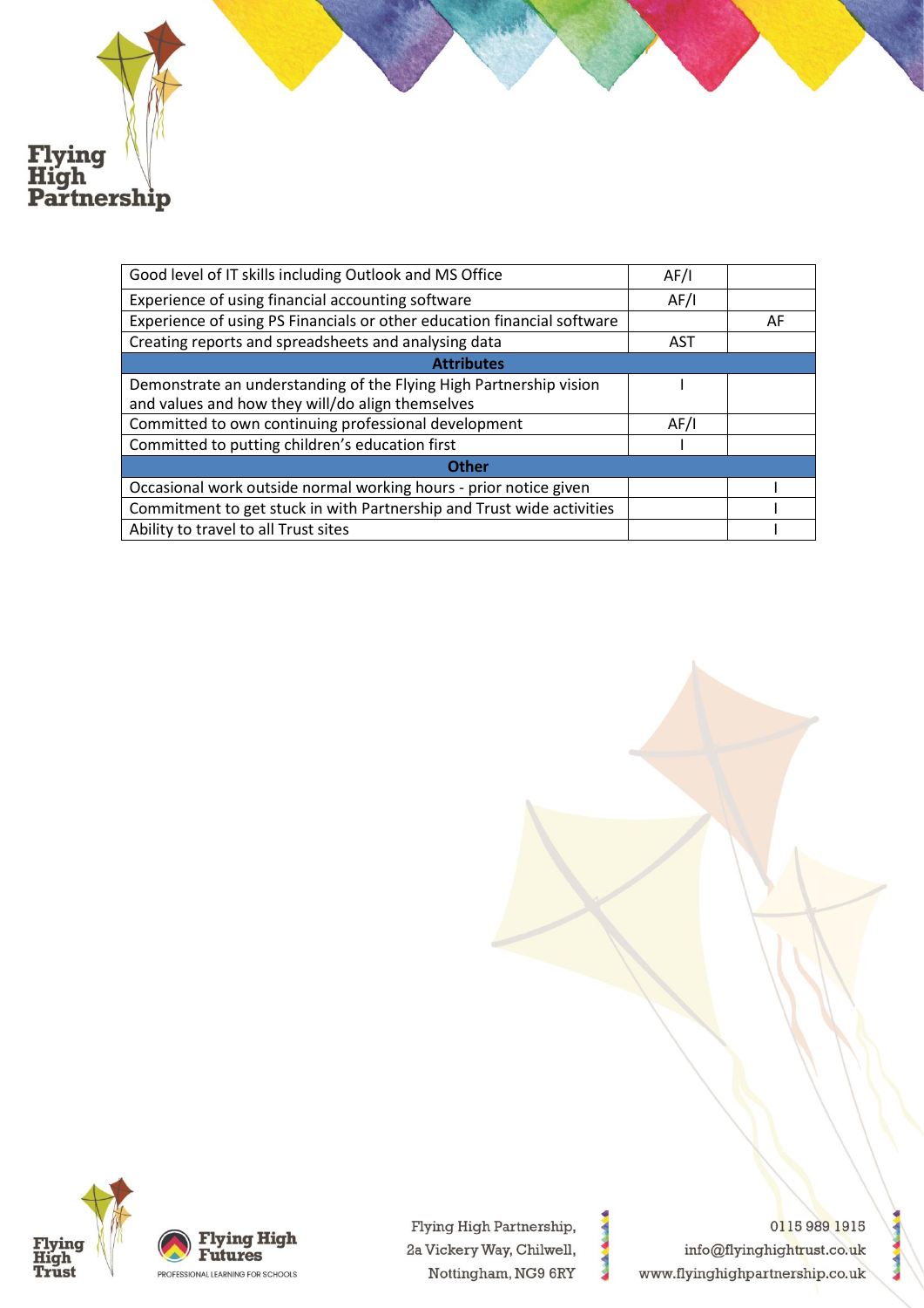| | | |
|---|---|---|
| Good level of IT skills including Outlook and MS Office | AF/I | |
| Experience of using financial accounting software | AF/I | |
| Experience of using PS Financials or other education financial software | | AF |
| Creating reports and spreadsheets and analysing data | AST | |
| **Attributes** | | |
| Demonstrate an understanding of the Flying High Partnership vision and values and how they will/do align themselves | I | |
| Committed to own continuing professional development | AF/I | |
| Committed to putting children's education first | I | |
| **Other** | | |
| Occasional work outside normal working hours - prior notice given | | I |
| Commitment to get stuck in with Partnership and Trust wide activities | | I |
| Ability to travel to all Trust sites | | I |